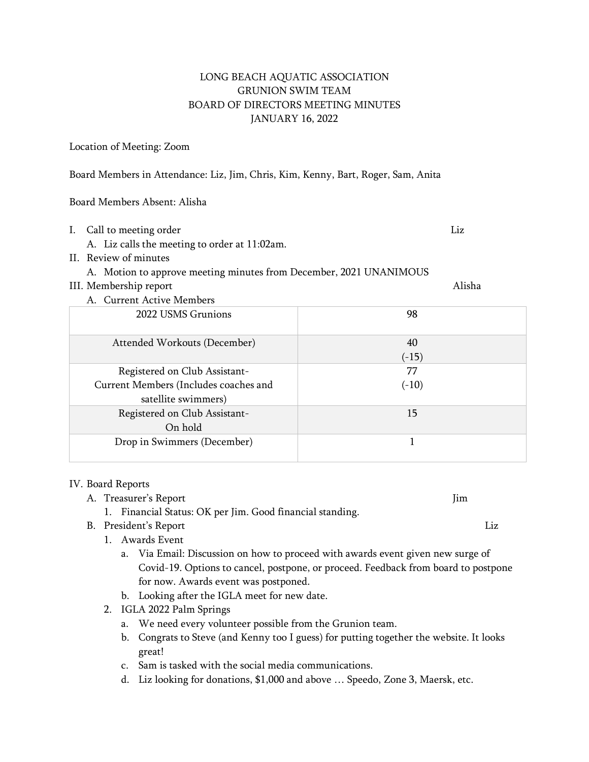# LONG BEACH AQUATIC ASSOCIATION
# GRUNION SWIM TEAM
# BOARD OF DIRECTORS MEETING MINUTES
# JANUARY 16, 2022

Location of Meeting: Zoom

Board Members in Attendance: Liz, Jim, Chris, Kim, Kenny, Bart, Roger, Sam, Anita

Board Members Absent: Alisha

I. Call to meeting order — Liz
   A. Liz calls the meeting to order at 11:02am.

II. Review of minutes
   A. Motion to approve meeting minutes from December, 2021 UNANIMOUS

III. Membership report — Alisha
   A. Current Active Members

| 2022 USMS Grunions | 98 |
|---|---|
| Attended Workouts (December) | 40 (-15) |
| Registered on Club Assistant- Current Members (Includes coaches and satellite swimmers) | 77 (-10) |
| Registered on Club Assistant- On hold | 15 |
| Drop in Swimmers (December) | 1 |

IV. Board Reports
   A. Treasurer's Report — Jim
      1. Financial Status: OK per Jim. Good financial standing.
   B. President's Report — Liz
      1. Awards Event
         a. Via Email: Discussion on how to proceed with awards event given new surge of Covid-19. Options to cancel, postpone, or proceed. Feedback from board to postpone for now. Awards event was postponed.
         b. Looking after the IGLA meet for new date.
      2. IGLA 2022 Palm Springs
         a. We need every volunteer possible from the Grunion team.
         b. Congrats to Steve (and Kenny too I guess) for putting together the website. It looks great!
         c. Sam is tasked with the social media communications.
         d. Liz looking for donations, $1,000 and above … Speedo, Zone 3, Maersk, etc.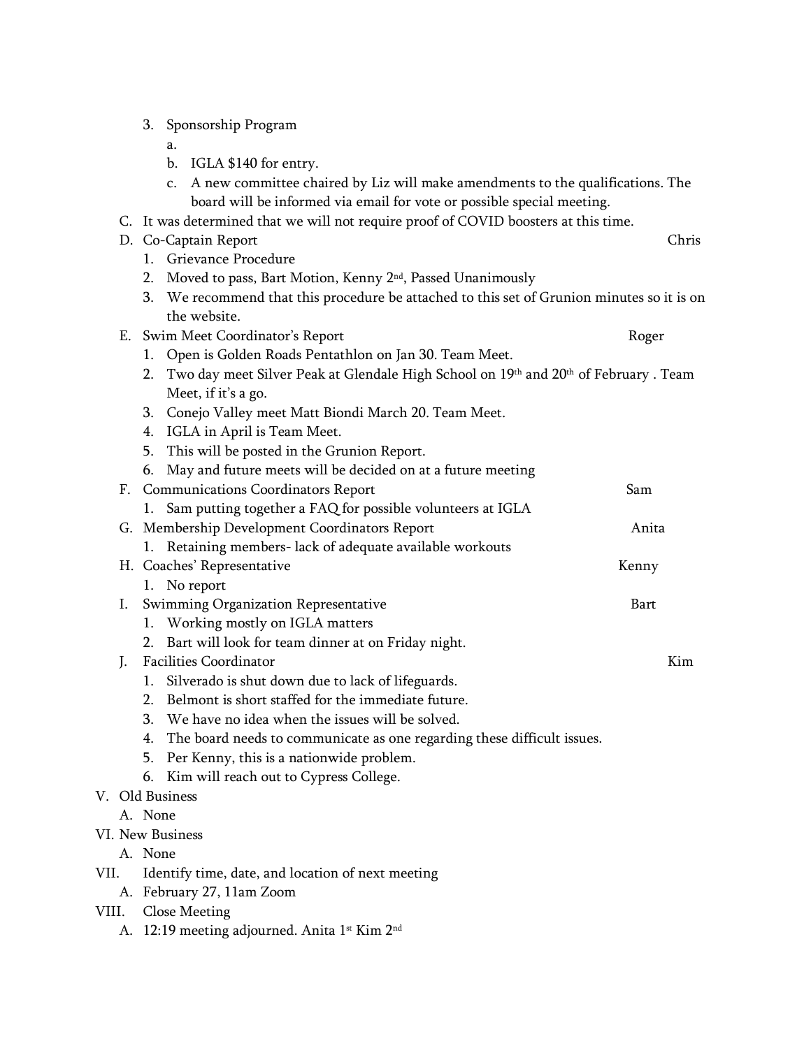3. Sponsorship Program
   a.
   b. IGLA $140 for entry.
   c. A new committee chaired by Liz will make amendments to the qualifications. The board will be informed via email for vote or possible special meeting.

C. It was determined that we will not require proof of COVID boosters at this time.

D. Co-Captain Report — Chris
   1. Grievance Procedure
   2. Moved to pass, Bart Motion, Kenny 2nd, Passed Unanimously
   3. We recommend that this procedure be attached to this set of Grunion minutes so it is on the website.

E. Swim Meet Coordinator's Report — Roger
   1. Open is Golden Roads Pentathlon on Jan 30. Team Meet.
   2. Two day meet Silver Peak at Glendale High School on 19th and 20th of February . Team Meet, if it's a go.
   3. Conejo Valley meet Matt Biondi March 20. Team Meet.
   4. IGLA in April is Team Meet.
   5. This will be posted in the Grunion Report.
   6. May and future meets will be decided on at a future meeting

F. Communications Coordinators Report — Sam
   1. Sam putting together a FAQ for possible volunteers at IGLA

G. Membership Development Coordinators Report — Anita
   1. Retaining members- lack of adequate available workouts

H. Coaches' Representative — Kenny
   1. No report

I. Swimming Organization Representative — Bart
   1. Working mostly on IGLA matters
   2. Bart will look for team dinner at on Friday night.

J. Facilities Coordinator — Kim
   1. Silverado is shut down due to lack of lifeguards.
   2. Belmont is short staffed for the immediate future.
   3. We have no idea when the issues will be solved.
   4. The board needs to communicate as one regarding these difficult issues.
   5. Per Kenny, this is a nationwide problem.
   6. Kim will reach out to Cypress College.

V. Old Business
   A. None

VI. New Business
   A. None

VII. Identify time, date, and location of next meeting
   A. February 27, 11am Zoom

VIII. Close Meeting
   A. 12:19 meeting adjourned. Anita 1st Kim 2nd